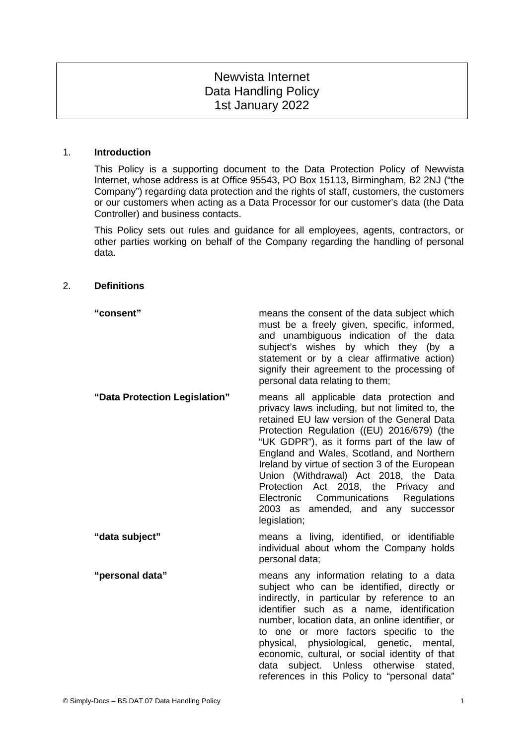# Newvista Internet
# Data Handling Policy
# 1st January 2022

## 1. Introduction

This Policy is a supporting document to the Data Protection Policy of Newvista Internet, whose address is at Office 95543, PO Box 15113, Birmingham, B2 2NJ ("the Company") regarding data protection and the rights of staff, customers, the customers or our customers when acting as a Data Processor for our customer's data (the Data Controller) and business contacts.

This Policy sets out rules and guidance for all employees, agents, contractors, or other parties working on behalf of the Company regarding the handling of personal data.

## 2. Definitions

| | |
|---|---|
| **"consent"** | means the consent of the data subject which must be a freely given, specific, informed, and unambiguous indication of the data subject's wishes by which they (by a statement or by a clear affirmative action) signify their agreement to the processing of personal data relating to them; |
| **"Data Protection Legislation"** | means all applicable data protection and privacy laws including, but not limited to, the retained EU law version of the General Data Protection Regulation ((EU) 2016/679) (the "UK GDPR"), as it forms part of the law of England and Wales, Scotland, and Northern Ireland by virtue of section 3 of the European Union (Withdrawal) Act 2018, the Data Protection Act 2018, the Privacy and Electronic Communications Regulations 2003 as amended, and any successor legislation; |
| **"data subject"** | means a living, identified, or identifiable individual about whom the Company holds personal data; |
| **"personal data"** | means any information relating to a data subject who can be identified, directly or indirectly, in particular by reference to an identifier such as a name, identification number, location data, an online identifier, or to one or more factors specific to the physical, physiological, genetic, mental, economic, cultural, or social identity of that data subject. Unless otherwise stated, references in this Policy to "personal data" |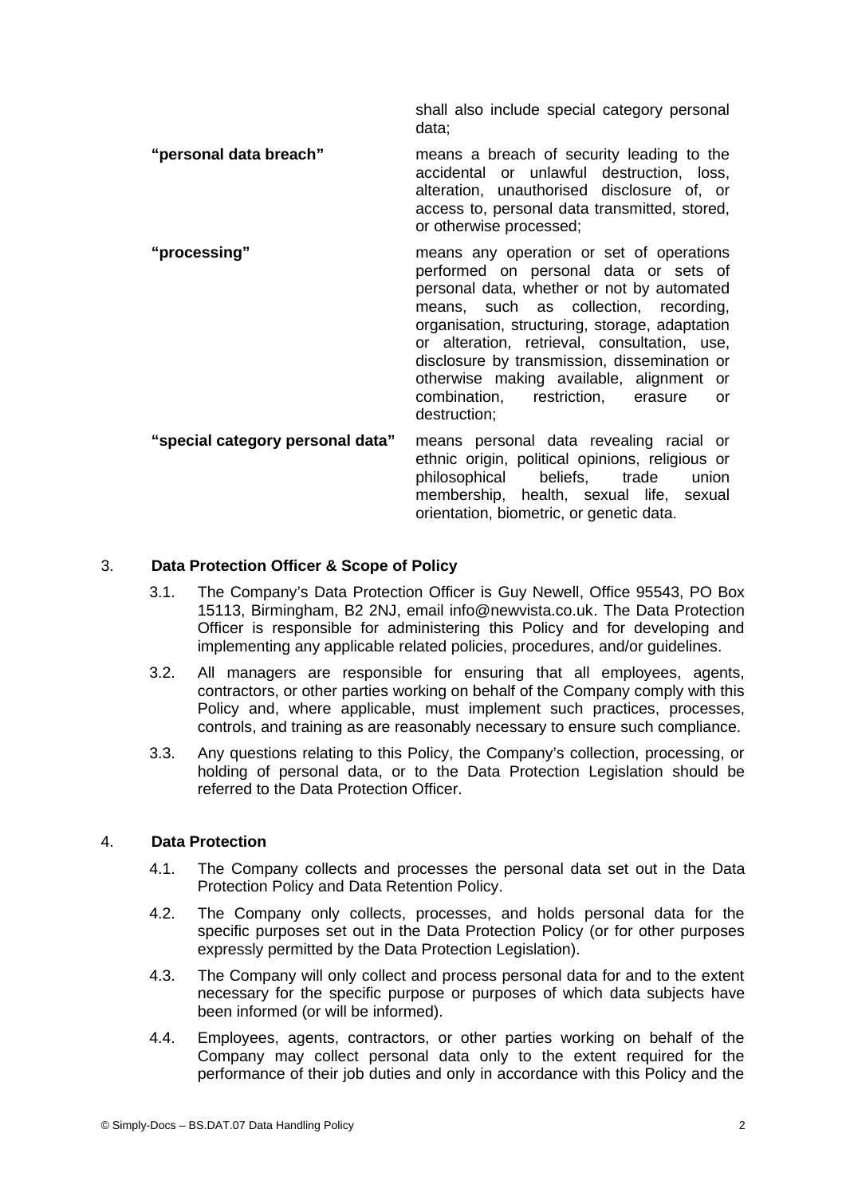| | |
|---|---|
| | shall also include special category personal data; |
| **"personal data breach"** | means a breach of security leading to the accidental or unlawful destruction, loss, alteration, unauthorised disclosure of, or access to, personal data transmitted, stored, or otherwise processed; |
| **"processing"** | means any operation or set of operations performed on personal data or sets of personal data, whether or not by automated means, such as collection, recording, organisation, structuring, storage, adaptation or alteration, retrieval, consultation, use, disclosure by transmission, dissemination or otherwise making available, alignment or combination, restriction, erasure or destruction; |
| **"special category personal data"** | means personal data revealing racial or ethnic origin, political opinions, religious or philosophical beliefs, trade union membership, health, sexual life, sexual orientation, biometric, or genetic data. |

## 3. Data Protection Officer & Scope of Policy

3.1. The Company's Data Protection Officer is Guy Newell, Office 95543, PO Box 15113, Birmingham, B2 2NJ, email info@newvista.co.uk. The Data Protection Officer is responsible for administering this Policy and for developing and implementing any applicable related policies, procedures, and/or guidelines.

3.2. All managers are responsible for ensuring that all employees, agents, contractors, or other parties working on behalf of the Company comply with this Policy and, where applicable, must implement such practices, processes, controls, and training as are reasonably necessary to ensure such compliance.

3.3. Any questions relating to this Policy, the Company's collection, processing, or holding of personal data, or to the Data Protection Legislation should be referred to the Data Protection Officer.

## 4. Data Protection

4.1. The Company collects and processes the personal data set out in the Data Protection Policy and Data Retention Policy.

4.2. The Company only collects, processes, and holds personal data for the specific purposes set out in the Data Protection Policy (or for other purposes expressly permitted by the Data Protection Legislation).

4.3. The Company will only collect and process personal data for and to the extent necessary for the specific purpose or purposes of which data subjects have been informed (or will be informed).

4.4. Employees, agents, contractors, or other parties working on behalf of the Company may collect personal data only to the extent required for the performance of their job duties and only in accordance with this Policy and the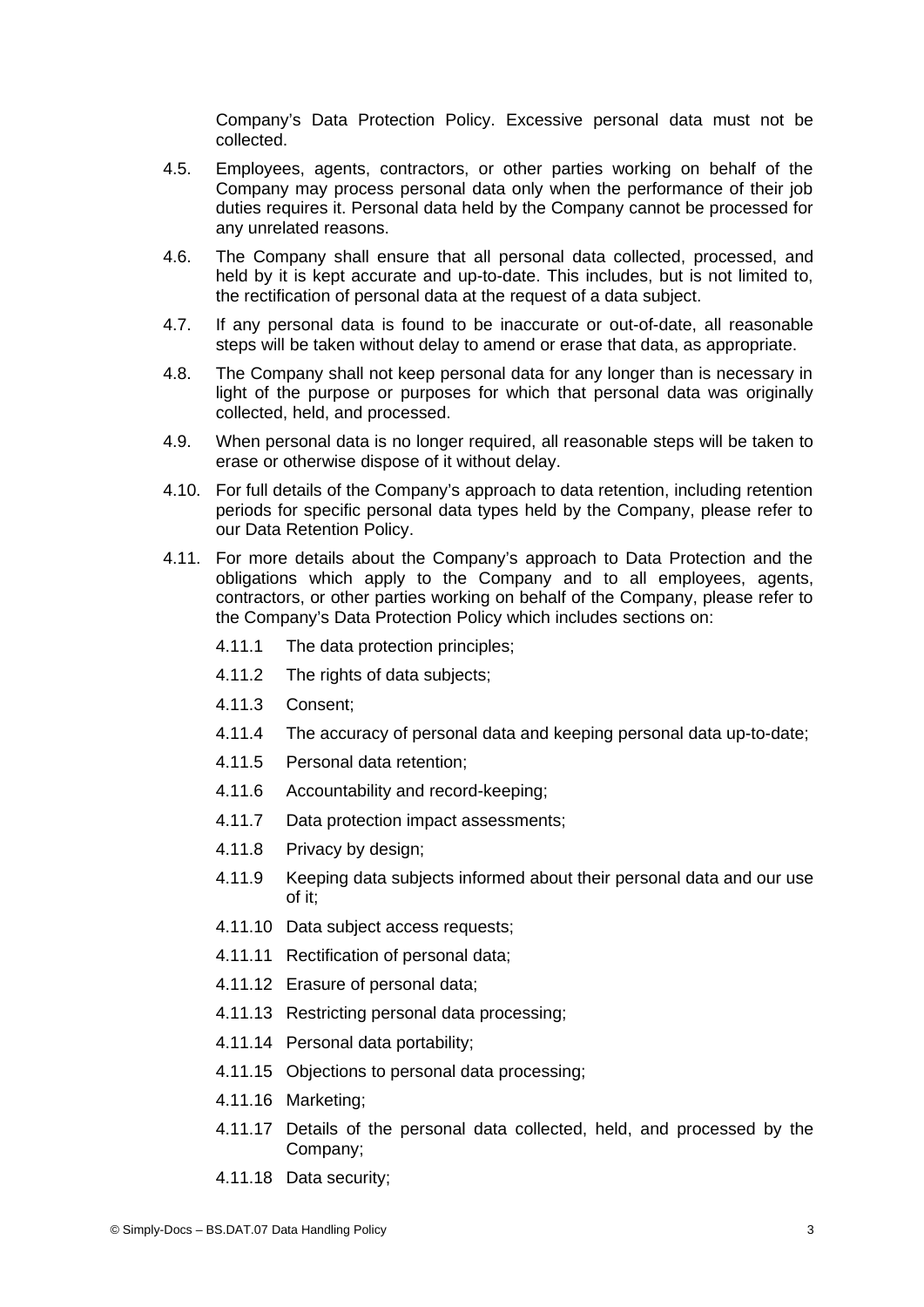Company's Data Protection Policy. Excessive personal data must not be collected.

4.5. Employees, agents, contractors, or other parties working on behalf of the Company may process personal data only when the performance of their job duties requires it. Personal data held by the Company cannot be processed for any unrelated reasons.

4.6. The Company shall ensure that all personal data collected, processed, and held by it is kept accurate and up-to-date. This includes, but is not limited to, the rectification of personal data at the request of a data subject.

4.7. If any personal data is found to be inaccurate or out-of-date, all reasonable steps will be taken without delay to amend or erase that data, as appropriate.

4.8. The Company shall not keep personal data for any longer than is necessary in light of the purpose or purposes for which that personal data was originally collected, held, and processed.

4.9. When personal data is no longer required, all reasonable steps will be taken to erase or otherwise dispose of it without delay.

4.10. For full details of the Company's approach to data retention, including retention periods for specific personal data types held by the Company, please refer to our Data Retention Policy.

4.11. For more details about the Company's approach to Data Protection and the obligations which apply to the Company and to all employees, agents, contractors, or other parties working on behalf of the Company, please refer to the Company's Data Protection Policy which includes sections on:

4.11.1 The data protection principles;

4.11.2 The rights of data subjects;

4.11.3 Consent;

4.11.4 The accuracy of personal data and keeping personal data up-to-date;

4.11.5 Personal data retention;

4.11.6 Accountability and record-keeping;

4.11.7 Data protection impact assessments;

4.11.8 Privacy by design;

4.11.9 Keeping data subjects informed about their personal data and our use of it;

4.11.10 Data subject access requests;

4.11.11 Rectification of personal data;

4.11.12 Erasure of personal data;

4.11.13 Restricting personal data processing;

4.11.14 Personal data portability;

4.11.15 Objections to personal data processing;

4.11.16 Marketing;

4.11.17 Details of the personal data collected, held, and processed by the Company;

4.11.18 Data security;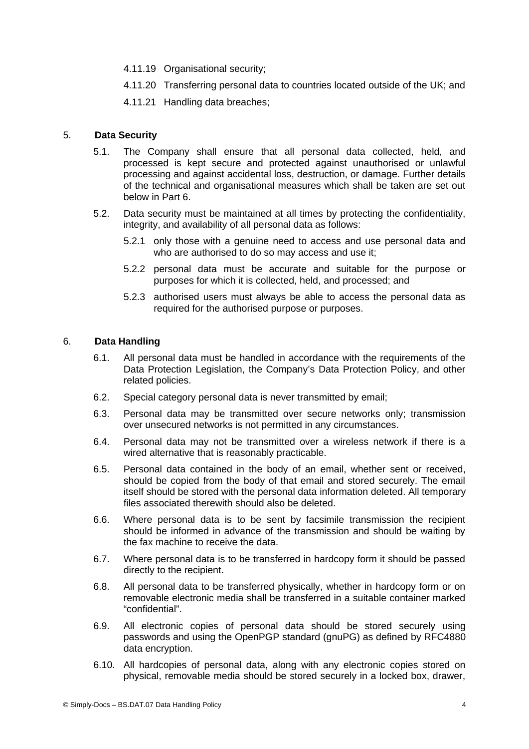4.11.19 Organisational security;

4.11.20 Transferring personal data to countries located outside of the UK; and

4.11.21 Handling data breaches;

5. **Data Security**

5.1. The Company shall ensure that all personal data collected, held, and processed is kept secure and protected against unauthorised or unlawful processing and against accidental loss, destruction, or damage. Further details of the technical and organisational measures which shall be taken are set out below in Part 6.

5.2. Data security must be maintained at all times by protecting the confidentiality, integrity, and availability of all personal data as follows:

5.2.1 only those with a genuine need to access and use personal data and who are authorised to do so may access and use it;

5.2.2 personal data must be accurate and suitable for the purpose or purposes for which it is collected, held, and processed; and

5.2.3 authorised users must always be able to access the personal data as required for the authorised purpose or purposes.

6. **Data Handling**

6.1. All personal data must be handled in accordance with the requirements of the Data Protection Legislation, the Company's Data Protection Policy, and other related policies.

6.2. Special category personal data is never transmitted by email;

6.3. Personal data may be transmitted over secure networks only; transmission over unsecured networks is not permitted in any circumstances.

6.4. Personal data may not be transmitted over a wireless network if there is a wired alternative that is reasonably practicable.

6.5. Personal data contained in the body of an email, whether sent or received, should be copied from the body of that email and stored securely. The email itself should be stored with the personal data information deleted. All temporary files associated therewith should also be deleted.

6.6. Where personal data is to be sent by facsimile transmission the recipient should be informed in advance of the transmission and should be waiting by the fax machine to receive the data.

6.7. Where personal data is to be transferred in hardcopy form it should be passed directly to the recipient.

6.8. All personal data to be transferred physically, whether in hardcopy form or on removable electronic media shall be transferred in a suitable container marked "confidential".

6.9. All electronic copies of personal data should be stored securely using passwords and using the OpenPGP standard (gnuPG) as defined by RFC4880 data encryption.

6.10. All hardcopies of personal data, along with any electronic copies stored on physical, removable media should be stored securely in a locked box, drawer,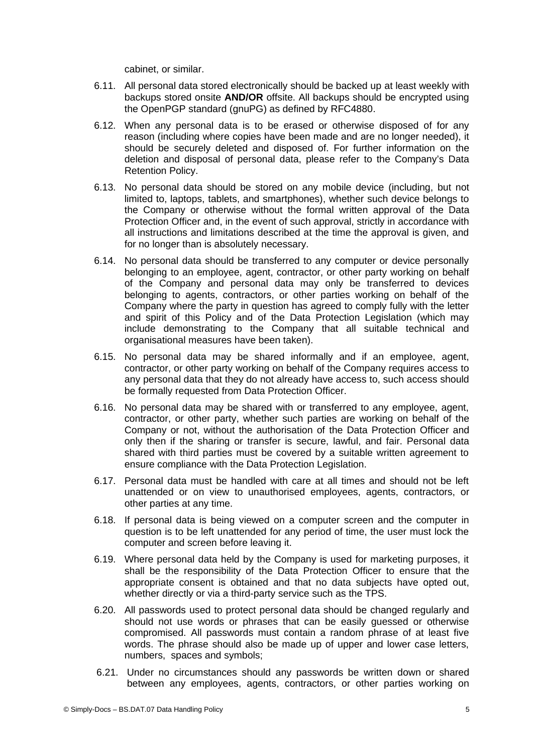cabinet, or similar.

6.11. All personal data stored electronically should be backed up at least weekly with backups stored onsite **AND/OR** offsite. All backups should be encrypted using the OpenPGP standard (gnuPG) as defined by RFC4880.

6.12. When any personal data is to be erased or otherwise disposed of for any reason (including where copies have been made and are no longer needed), it should be securely deleted and disposed of. For further information on the deletion and disposal of personal data, please refer to the Company's Data Retention Policy.

6.13. No personal data should be stored on any mobile device (including, but not limited to, laptops, tablets, and smartphones), whether such device belongs to the Company or otherwise without the formal written approval of the Data Protection Officer and, in the event of such approval, strictly in accordance with all instructions and limitations described at the time the approval is given, and for no longer than is absolutely necessary.

6.14. No personal data should be transferred to any computer or device personally belonging to an employee, agent, contractor, or other party working on behalf of the Company and personal data may only be transferred to devices belonging to agents, contractors, or other parties working on behalf of the Company where the party in question has agreed to comply fully with the letter and spirit of this Policy and of the Data Protection Legislation (which may include demonstrating to the Company that all suitable technical and organisational measures have been taken).

6.15. No personal data may be shared informally and if an employee, agent, contractor, or other party working on behalf of the Company requires access to any personal data that they do not already have access to, such access should be formally requested from Data Protection Officer.

6.16. No personal data may be shared with or transferred to any employee, agent, contractor, or other party, whether such parties are working on behalf of the Company or not, without the authorisation of the Data Protection Officer and only then if the sharing or transfer is secure, lawful, and fair. Personal data shared with third parties must be covered by a suitable written agreement to ensure compliance with the Data Protection Legislation.

6.17. Personal data must be handled with care at all times and should not be left unattended or on view to unauthorised employees, agents, contractors, or other parties at any time.

6.18. If personal data is being viewed on a computer screen and the computer in question is to be left unattended for any period of time, the user must lock the computer and screen before leaving it.

6.19. Where personal data held by the Company is used for marketing purposes, it shall be the responsibility of the Data Protection Officer to ensure that the appropriate consent is obtained and that no data subjects have opted out, whether directly or via a third-party service such as the TPS.

6.20. All passwords used to protect personal data should be changed regularly and should not use words or phrases that can be easily guessed or otherwise compromised. All passwords must contain a random phrase of at least five words. The phrase should also be made up of upper and lower case letters, numbers, spaces and symbols;

6.21. Under no circumstances should any passwords be written down or shared between any employees, agents, contractors, or other parties working on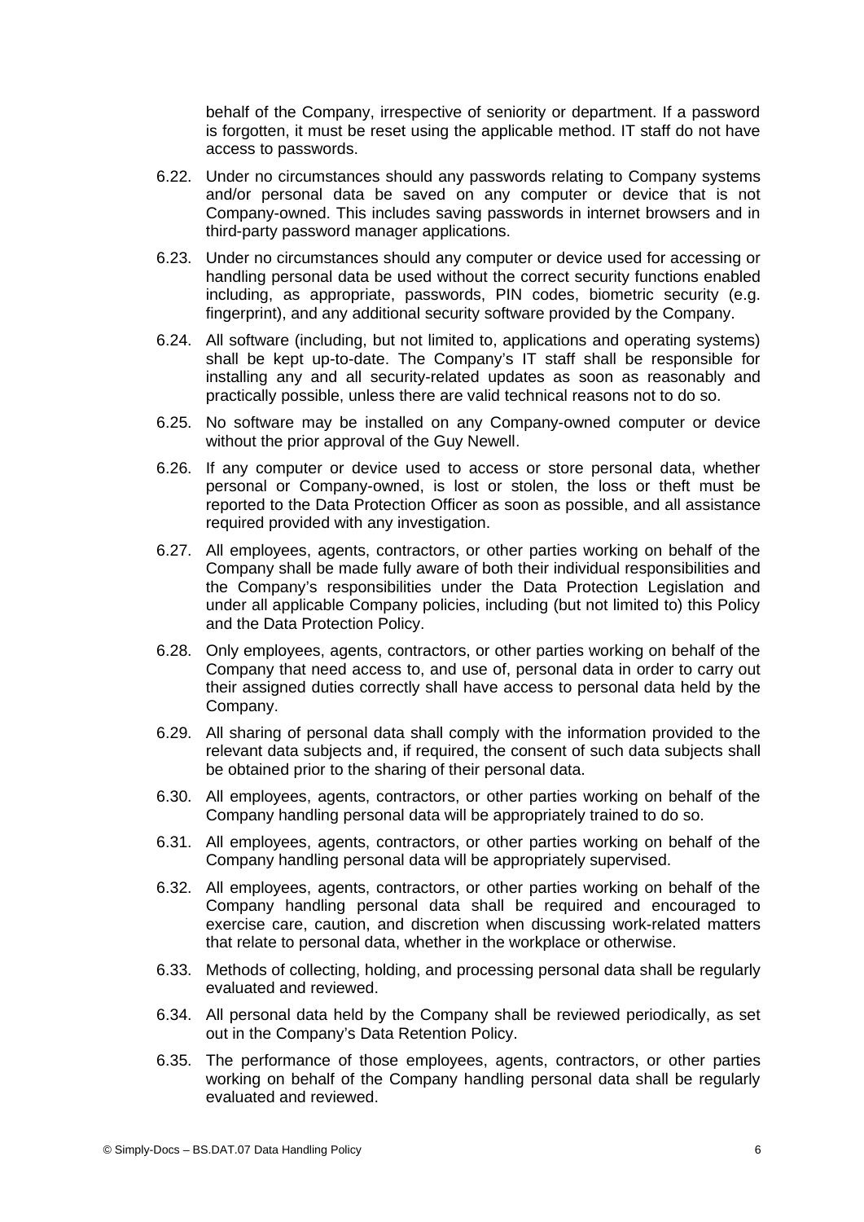behalf of the Company, irrespective of seniority or department. If a password is forgotten, it must be reset using the applicable method. IT staff do not have access to passwords.

6.22. Under no circumstances should any passwords relating to Company systems and/or personal data be saved on any computer or device that is not Company-owned. This includes saving passwords in internet browsers and in third-party password manager applications.

6.23. Under no circumstances should any computer or device used for accessing or handling personal data be used without the correct security functions enabled including, as appropriate, passwords, PIN codes, biometric security (e.g. fingerprint), and any additional security software provided by the Company.

6.24. All software (including, but not limited to, applications and operating systems) shall be kept up-to-date. The Company's IT staff shall be responsible for installing any and all security-related updates as soon as reasonably and practically possible, unless there are valid technical reasons not to do so.

6.25. No software may be installed on any Company-owned computer or device without the prior approval of the Guy Newell.

6.26. If any computer or device used to access or store personal data, whether personal or Company-owned, is lost or stolen, the loss or theft must be reported to the Data Protection Officer as soon as possible, and all assistance required provided with any investigation.

6.27. All employees, agents, contractors, or other parties working on behalf of the Company shall be made fully aware of both their individual responsibilities and the Company's responsibilities under the Data Protection Legislation and under all applicable Company policies, including (but not limited to) this Policy and the Data Protection Policy.

6.28. Only employees, agents, contractors, or other parties working on behalf of the Company that need access to, and use of, personal data in order to carry out their assigned duties correctly shall have access to personal data held by the Company.

6.29. All sharing of personal data shall comply with the information provided to the relevant data subjects and, if required, the consent of such data subjects shall be obtained prior to the sharing of their personal data.

6.30. All employees, agents, contractors, or other parties working on behalf of the Company handling personal data will be appropriately trained to do so.

6.31. All employees, agents, contractors, or other parties working on behalf of the Company handling personal data will be appropriately supervised.

6.32. All employees, agents, contractors, or other parties working on behalf of the Company handling personal data shall be required and encouraged to exercise care, caution, and discretion when discussing work-related matters that relate to personal data, whether in the workplace or otherwise.

6.33. Methods of collecting, holding, and processing personal data shall be regularly evaluated and reviewed.

6.34. All personal data held by the Company shall be reviewed periodically, as set out in the Company's Data Retention Policy.

6.35. The performance of those employees, agents, contractors, or other parties working on behalf of the Company handling personal data shall be regularly evaluated and reviewed.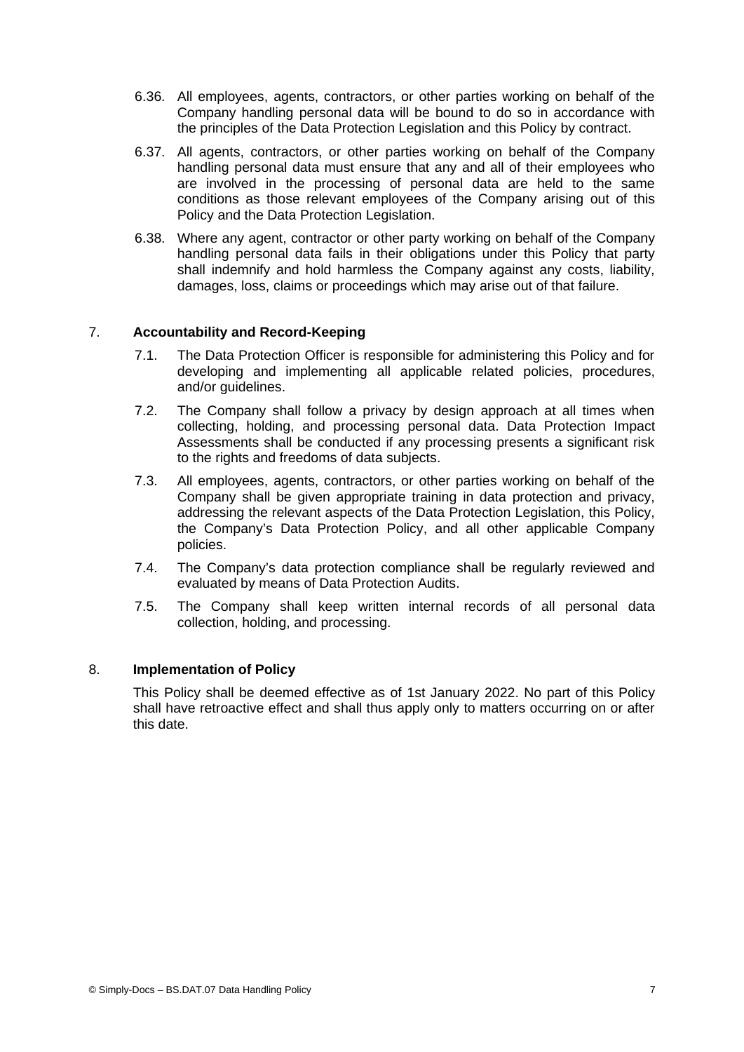6.36. All employees, agents, contractors, or other parties working on behalf of the Company handling personal data will be bound to do so in accordance with the principles of the Data Protection Legislation and this Policy by contract.

6.37. All agents, contractors, or other parties working on behalf of the Company handling personal data must ensure that any and all of their employees who are involved in the processing of personal data are held to the same conditions as those relevant employees of the Company arising out of this Policy and the Data Protection Legislation.

6.38. Where any agent, contractor or other party working on behalf of the Company handling personal data fails in their obligations under this Policy that party shall indemnify and hold harmless the Company against any costs, liability, damages, loss, claims or proceedings which may arise out of that failure.

## 7. **Accountability and Record-Keeping**

7.1. The Data Protection Officer is responsible for administering this Policy and for developing and implementing all applicable related policies, procedures, and/or guidelines.

7.2. The Company shall follow a privacy by design approach at all times when collecting, holding, and processing personal data. Data Protection Impact Assessments shall be conducted if any processing presents a significant risk to the rights and freedoms of data subjects.

7.3. All employees, agents, contractors, or other parties working on behalf of the Company shall be given appropriate training in data protection and privacy, addressing the relevant aspects of the Data Protection Legislation, this Policy, the Company's Data Protection Policy, and all other applicable Company policies.

7.4. The Company's data protection compliance shall be regularly reviewed and evaluated by means of Data Protection Audits.

7.5. The Company shall keep written internal records of all personal data collection, holding, and processing.

## 8. **Implementation of Policy**

This Policy shall be deemed effective as of 1st January 2022. No part of this Policy shall have retroactive effect and shall thus apply only to matters occurring on or after this date.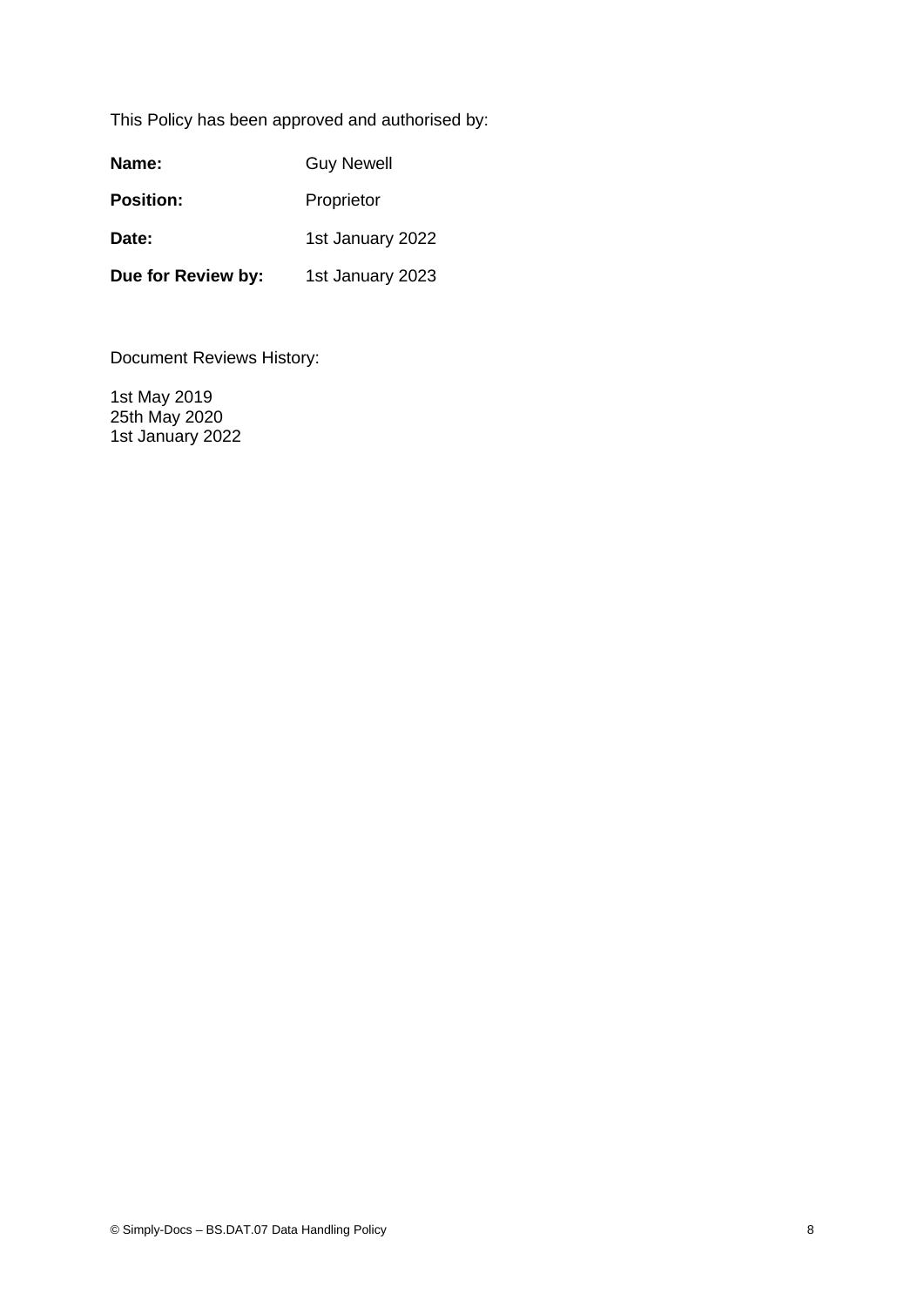This Policy has been approved and authorised by:

| | |
|---|---|
| **Name:** | Guy Newell |
| **Position:** | Proprietor |
| **Date:** | 1st January 2022 |
| **Due for Review by:** | 1st January 2023 |

Document Reviews History:

1st May 2019
25th May 2020
1st January 2022